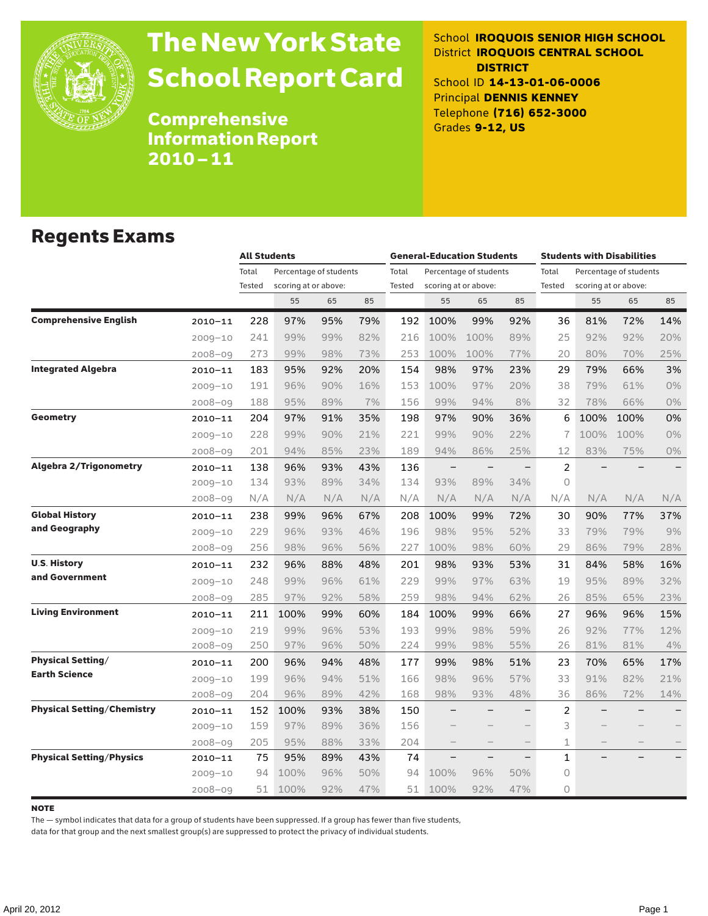# The New York State School Report Card

## Comprehensive Information Report 2010 – 11

School **IROQUOIS SENIOR HIGH SCHOOL**
District **IROQUOIS CENTRAL SCHOOL DISTRICT**
School ID **14-13-01-06-0006**
Principal **DENNIS KENNEY**
Telephone **(716) 652-3000**
Grades **9-12, US**

## Regents Exams

| | | All Students | | | | General-Education Students | | | | Students with Disabilities | | | |
|---|---|---|---|---|---|---|---|---|---|---|---|---|---|
| | | Total Tested | Percentage of students scoring at or above: | | | Total Tested | Percentage of students scoring at or above: | | | Total Tested | Percentage of students scoring at or above: | | |
| | | | 55 | 65 | 85 | | 55 | 65 | 85 | | 55 | 65 | 85 |
| **Comprehensive English** | 2010–11 | 228 | 97% | 95% | 79% | 192 | 100% | 99% | 92% | 36 | 81% | 72% | 14% |
| | 2009–10 | 241 | 99% | 99% | 82% | 216 | 100% | 100% | 89% | 25 | 92% | 92% | 20% |
| | 2008–09 | 273 | 99% | 98% | 73% | 253 | 100% | 100% | 77% | 20 | 80% | 70% | 25% |
| **Integrated Algebra** | 2010–11 | 183 | 95% | 92% | 20% | 154 | 98% | 97% | 23% | 29 | 79% | 66% | 3% |
| | 2009–10 | 191 | 96% | 90% | 16% | 153 | 100% | 97% | 20% | 38 | 79% | 61% | 0% |
| | 2008–09 | 188 | 95% | 89% | 7% | 156 | 99% | 94% | 8% | 32 | 78% | 66% | 0% |
| **Geometry** | 2010–11 | 204 | 97% | 91% | 35% | 198 | 97% | 90% | 36% | 6 | 100% | 100% | 0% |
| | 2009–10 | 228 | 99% | 90% | 21% | 221 | 99% | 90% | 22% | 7 | 100% | 100% | 0% |
| | 2008–09 | 201 | 94% | 85% | 23% | 189 | 94% | 86% | 25% | 12 | 83% | 75% | 0% |
| **Algebra 2/Trigonometry** | 2010–11 | 138 | 96% | 93% | 43% | 136 | – | – | – | 2 | – | – | – |
| | 2009–10 | 134 | 93% | 89% | 34% | 134 | 93% | 89% | 34% | 0 | | | |
| | 2008–09 | N/A | N/A | N/A | N/A | N/A | N/A | N/A | N/A | N/A | N/A | N/A | N/A |
| **Global History and Geography** | 2010–11 | 238 | 99% | 96% | 67% | 208 | 100% | 99% | 72% | 30 | 90% | 77% | 37% |
| | 2009–10 | 229 | 96% | 93% | 46% | 196 | 98% | 95% | 52% | 33 | 79% | 79% | 9% |
| | 2008–09 | 256 | 98% | 96% | 56% | 227 | 100% | 98% | 60% | 29 | 86% | 79% | 28% |
| **U.S. History and Government** | 2010–11 | 232 | 96% | 88% | 48% | 201 | 98% | 93% | 53% | 31 | 84% | 58% | 16% |
| | 2009–10 | 248 | 99% | 96% | 61% | 229 | 99% | 97% | 63% | 19 | 95% | 89% | 32% |
| | 2008–09 | 285 | 97% | 92% | 58% | 259 | 98% | 94% | 62% | 26 | 85% | 65% | 23% |
| **Living Environment** | 2010–11 | 211 | 100% | 99% | 60% | 184 | 100% | 99% | 66% | 27 | 96% | 96% | 15% |
| | 2009–10 | 219 | 99% | 96% | 53% | 193 | 99% | 98% | 59% | 26 | 92% | 77% | 12% |
| | 2008–09 | 250 | 97% | 96% | 50% | 224 | 99% | 98% | 55% | 26 | 81% | 81% | 4% |
| **Physical Setting/ Earth Science** | 2010–11 | 200 | 96% | 94% | 48% | 177 | 99% | 98% | 51% | 23 | 70% | 65% | 17% |
| | 2009–10 | 199 | 96% | 94% | 51% | 166 | 98% | 96% | 57% | 33 | 91% | 82% | 21% |
| | 2008–09 | 204 | 96% | 89% | 42% | 168 | 98% | 93% | 48% | 36 | 86% | 72% | 14% |
| **Physical Setting/Chemistry** | 2010–11 | 152 | 100% | 93% | 38% | 150 | – | – | – | 2 | – | – | – |
| | 2009–10 | 159 | 97% | 89% | 36% | 156 | – | – | – | 3 | – | – | – |
| | 2008–09 | 205 | 95% | 88% | 33% | 204 | – | – | – | 1 | – | – | – |
| **Physical Setting/Physics** | 2010–11 | 75 | 95% | 89% | 43% | 74 | – | – | – | 1 | – | – | – |
| | 2009–10 | 94 | 100% | 96% | 50% | 94 | 100% | 96% | 50% | 0 | | | |
| | 2008–09 | 51 | 100% | 92% | 47% | 51 | 100% | 92% | 47% | 0 | | | |

**NOTE**

The — symbol indicates that data for a group of students have been suppressed. If a group has fewer than five students, data for that group and the next smallest group(s) are suppressed to protect the privacy of individual students.

April 20, 2012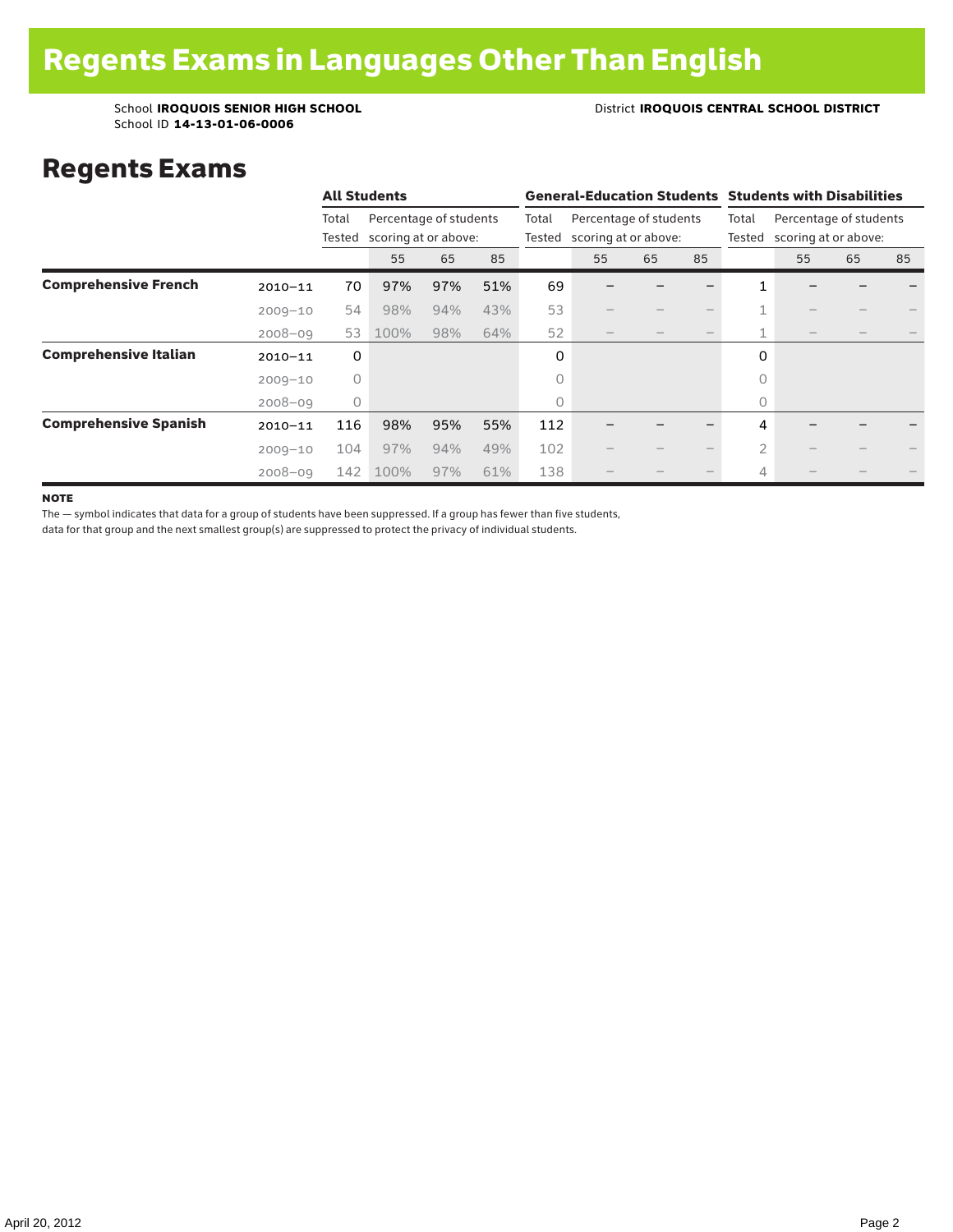# Regents Exams in Languages Other Than English

School **IROQUOIS SENIOR HIGH SCHOOL** District **IROQUOIS CENTRAL SCHOOL DISTRICT**
School ID **14-13-01-06-0006**

## Regents Exams

| | | All Students | | | | General-Education Students | | | | Students with Disabilities | | | |
|---|---|---|---|---|---|---|---|---|---|---|---|---|---|
| | | Total Tested | Percentage of students scoring at or above: | | | Total Tested | Percentage of students scoring at or above: | | | Total Tested | Percentage of students scoring at or above: | | |
| | | | 55 | 65 | 85 | | 55 | 65 | 85 | | 55 | 65 | 85 |
| **Comprehensive French** | 2010–11 | 70 | 97% | 97% | 51% | 69 | – | – | – | 1 | – | – | – |
| | 2009–10 | 54 | 98% | 94% | 43% | 53 | – | – | – | 1 | – | – | – |
| | 2008–09 | 53 | 100% | 98% | 64% | 52 | – | – | – | 1 | – | – | – |
| **Comprehensive Italian** | 2010–11 | 0 | | | | 0 | | | | 0 | | | |
| | 2009–10 | 0 | | | | 0 | | | | 0 | | | |
| | 2008–09 | 0 | | | | 0 | | | | 0 | | | |
| **Comprehensive Spanish** | 2010–11 | 116 | 98% | 95% | 55% | 112 | – | – | – | 4 | – | – | – |
| | 2009–10 | 104 | 97% | 94% | 49% | 102 | – | – | – | 2 | – | – | – |
| | 2008–09 | 142 | 100% | 97% | 61% | 138 | – | – | – | 4 | – | – | – |

**NOTE**

The — symbol indicates that data for a group of students have been suppressed. If a group has fewer than five students, data for that group and the next smallest group(s) are suppressed to protect the privacy of individual students.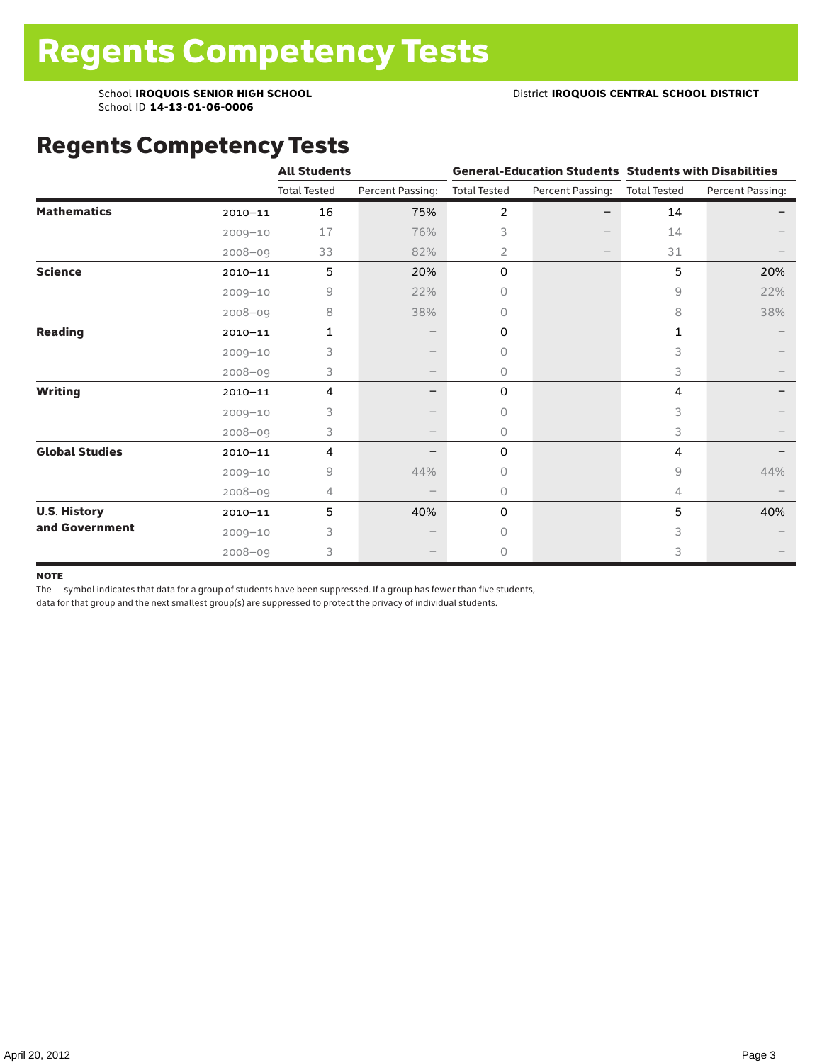# Regents Competency Tests

School **IROQUOIS SENIOR HIGH SCHOOL**
School ID **14-13-01-06-0006**
District **IROQUOIS CENTRAL SCHOOL DISTRICT**

## Regents Competency Tests

| | | All Students | | General-Education Students | | Students with Disabilities | |
|---|---|---|---|---|---|---|---|
| | | Total Tested | Percent Passing: | Total Tested | Percent Passing: | Total Tested | Percent Passing: |
| **Mathematics** | 2010–11 | 16 | 75% | 2 | – | 14 | – |
| | 2009–10 | 17 | 76% | 3 | – | 14 | – |
| | 2008–09 | 33 | 82% | 2 | – | 31 | – |
| **Science** | 2010–11 | 5 | 20% | 0 | | 5 | 20% |
| | 2009–10 | 9 | 22% | 0 | | 9 | 22% |
| | 2008–09 | 8 | 38% | 0 | | 8 | 38% |
| **Reading** | 2010–11 | 1 | – | 0 | | 1 | – |
| | 2009–10 | 3 | – | 0 | | 3 | – |
| | 2008–09 | 3 | – | 0 | | 3 | – |
| **Writing** | 2010–11 | 4 | – | 0 | | 4 | – |
| | 2009–10 | 3 | – | 0 | | 3 | – |
| | 2008–09 | 3 | – | 0 | | 3 | – |
| **Global Studies** | 2010–11 | 4 | – | 0 | | 4 | – |
| | 2009–10 | 9 | 44% | 0 | | 9 | 44% |
| | 2008–09 | 4 | – | 0 | | 4 | – |
| **U.S. History and Government** | 2010–11 | 5 | 40% | 0 | | 5 | 40% |
| | 2009–10 | 3 | – | 0 | | 3 | – |
| | 2008–09 | 3 | – | 0 | | 3 | – |

**NOTE**

The — symbol indicates that data for a group of students have been suppressed. If a group has fewer than five students, data for that group and the next smallest group(s) are suppressed to protect the privacy of individual students.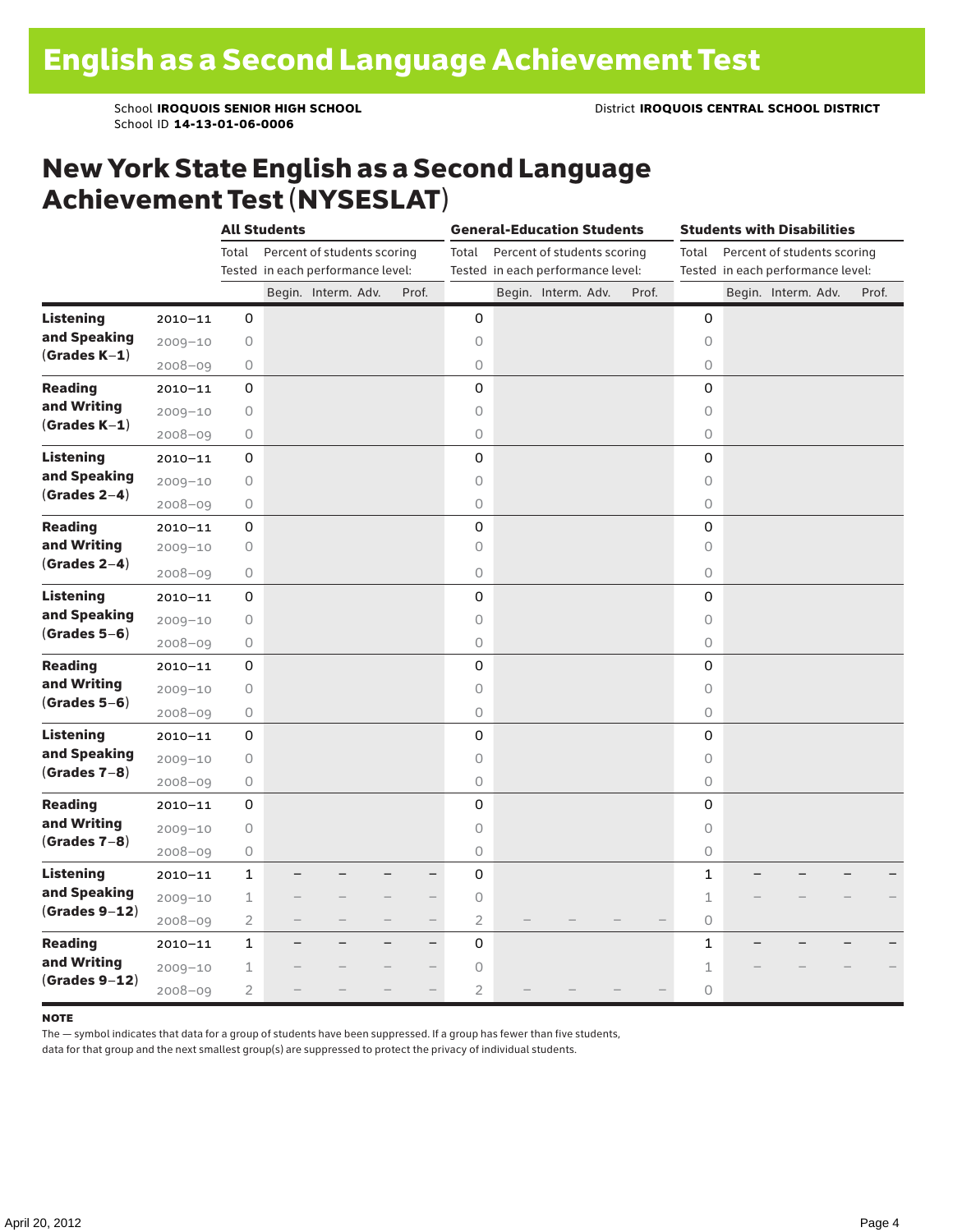# English as a Second Language Achievement Test

School **IROQUOIS SENIOR HIGH SCHOOL**
School ID **14-13-01-06-0006**

District **IROQUOIS CENTRAL SCHOOL DISTRICT**

## New York State English as a Second Language Achievement Test (NYSESLAT)

| | | All Students | | | | | General-Education Students | | | | | Students with Disabilities | | | | |
|---|---|---|---|---|---|---|---|---|---|---|---|---|---|---|---|---|
| | | Total Tested | Percent of students scoring in each performance level: | | | | Total Tested | Percent of students scoring in each performance level: | | | | Total Tested | Percent of students scoring in each performance level: | | | |
| | | | Begin. | Interm. | Adv. | Prof. | | Begin. | Interm. | Adv. | Prof. | | Begin. | Interm. | Adv. | Prof. |
| **Listening and Speaking (Grades K–1)** | 2010–11 | 0 | | | | | 0 | | | | | 0 | | | | |
| | 2009–10 | 0 | | | | | 0 | | | | | 0 | | | | |
| | 2008–09 | 0 | | | | | 0 | | | | | 0 | | | | |
| **Reading and Writing (Grades K–1)** | 2010–11 | 0 | | | | | 0 | | | | | 0 | | | | |
| | 2009–10 | 0 | | | | | 0 | | | | | 0 | | | | |
| | 2008–09 | 0 | | | | | 0 | | | | | 0 | | | | |
| **Listening and Speaking (Grades 2–4)** | 2010–11 | 0 | | | | | 0 | | | | | 0 | | | | |
| | 2009–10 | 0 | | | | | 0 | | | | | 0 | | | | |
| | 2008–09 | 0 | | | | | 0 | | | | | 0 | | | | |
| **Reading and Writing (Grades 2–4)** | 2010–11 | 0 | | | | | 0 | | | | | 0 | | | | |
| | 2009–10 | 0 | | | | | 0 | | | | | 0 | | | | |
| | 2008–09 | 0 | | | | | 0 | | | | | 0 | | | | |
| **Listening and Speaking (Grades 5–6)** | 2010–11 | 0 | | | | | 0 | | | | | 0 | | | | |
| | 2009–10 | 0 | | | | | 0 | | | | | 0 | | | | |
| | 2008–09 | 0 | | | | | 0 | | | | | 0 | | | | |
| **Reading and Writing (Grades 5–6)** | 2010–11 | 0 | | | | | 0 | | | | | 0 | | | | |
| | 2009–10 | 0 | | | | | 0 | | | | | 0 | | | | |
| | 2008–09 | 0 | | | | | 0 | | | | | 0 | | | | |
| **Listening and Speaking (Grades 7–8)** | 2010–11 | 0 | | | | | 0 | | | | | 0 | | | | |
| | 2009–10 | 0 | | | | | 0 | | | | | 0 | | | | |
| | 2008–09 | 0 | | | | | 0 | | | | | 0 | | | | |
| **Reading and Writing (Grades 7–8)** | 2010–11 | 0 | | | | | 0 | | | | | 0 | | | | |
| | 2009–10 | 0 | | | | | 0 | | | | | 0 | | | | |
| | 2008–09 | 0 | | | | | 0 | | | | | 0 | | | | |
| **Listening and Speaking (Grades 9–12)** | 2010–11 | 1 | – | – | – | – | 0 | | | | | 1 | – | – | – | – |
| | 2009–10 | 1 | – | – | – | – | 0 | | | | | 1 | – | – | – | – |
| | 2008–09 | 2 | – | – | – | – | 2 | – | – | – | – | 0 | | | | |
| **Reading and Writing (Grades 9–12)** | 2010–11 | 1 | – | – | – | – | 0 | | | | | 1 | – | – | – | – |
| | 2009–10 | 1 | – | – | – | – | 0 | | | | | 1 | – | – | – | – |
| | 2008–09 | 2 | – | – | – | – | 2 | – | – | – | – | 0 | | | | |

**NOTE**

The — symbol indicates that data for a group of students have been suppressed. If a group has fewer than five students, data for that group and the next smallest group(s) are suppressed to protect the privacy of individual students.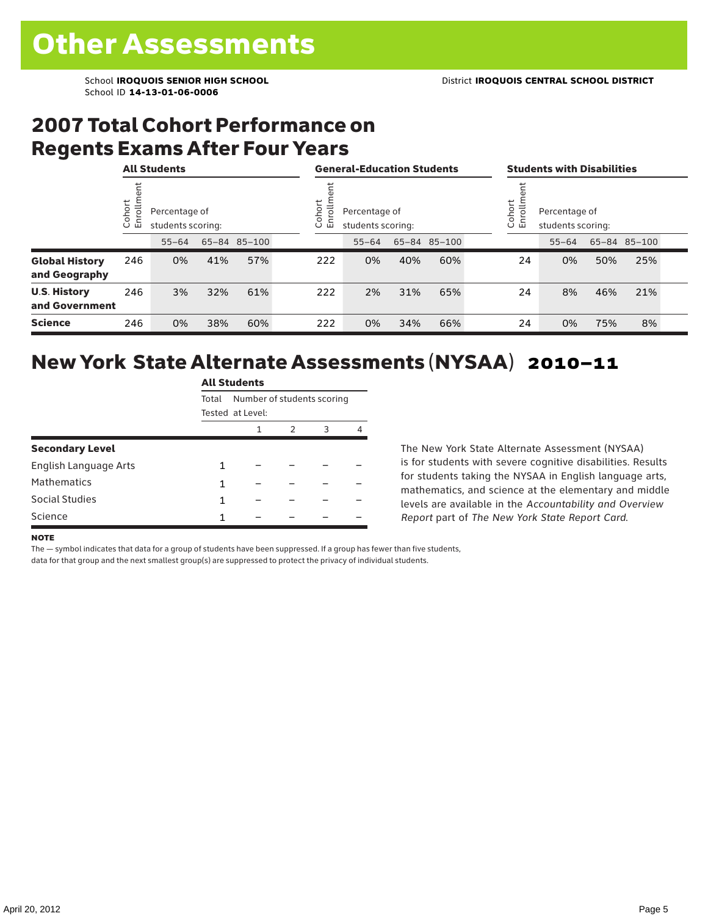# Other Assessments

School **IROQUOIS SENIOR HIGH SCHOOL** District **IROQUOIS CENTRAL SCHOOL DISTRICT**
School ID **14-13-01-06-0006**

## 2007 Total Cohort Performance on Regents Exams After Four Years

| | All Students | | | | General-Education Students | | | | Students with Disabilities | | | |
|---|---|---|---|---|---|---|---|---|---|---|---|---|
| | Cohort Enrollment | Percentage of students scoring: 55–64 | 65–84 | 85–100 | Cohort Enrollment | Percentage of students scoring: 55–64 | 65–84 | 85–100 | Cohort Enrollment | Percentage of students scoring: 55–64 | 65–84 | 85–100 |
| **Global History and Geography** | 246 | 0% | 41% | 57% | 222 | 0% | 40% | 60% | 24 | 0% | 50% | 25% |
| **U.S. History and Government** | 246 | 3% | 32% | 61% | 222 | 2% | 31% | 65% | 24 | 8% | 46% | 21% |
| **Science** | 246 | 0% | 38% | 60% | 222 | 0% | 34% | 66% | 24 | 0% | 75% | 8% |

## New York State Alternate Assessments (NYSAA) 2010–11

| | All Students | | | | |
|---|---|---|---|---|---|
| | Total Tested | Number of students scoring at Level: 1 | 2 | 3 | 4 |
| **Secondary Level** | | | | | |
| English Language Arts | 1 | – | – | – | – |
| Mathematics | 1 | – | – | – | – |
| Social Studies | 1 | – | – | – | – |
| Science | 1 | – | – | – | – |

The New York State Alternate Assessment (NYSAA) is for students with severe cognitive disabilities. Results for students taking the NYSAA in English language arts, mathematics, and science at the elementary and middle levels are available in the *Accountability and Overview Report* part of *The New York State Report Card*.

**NOTE**

The — symbol indicates that data for a group of students have been suppressed. If a group has fewer than five students, data for that group and the next smallest group(s) are suppressed to protect the privacy of individual students.

April 20, 2012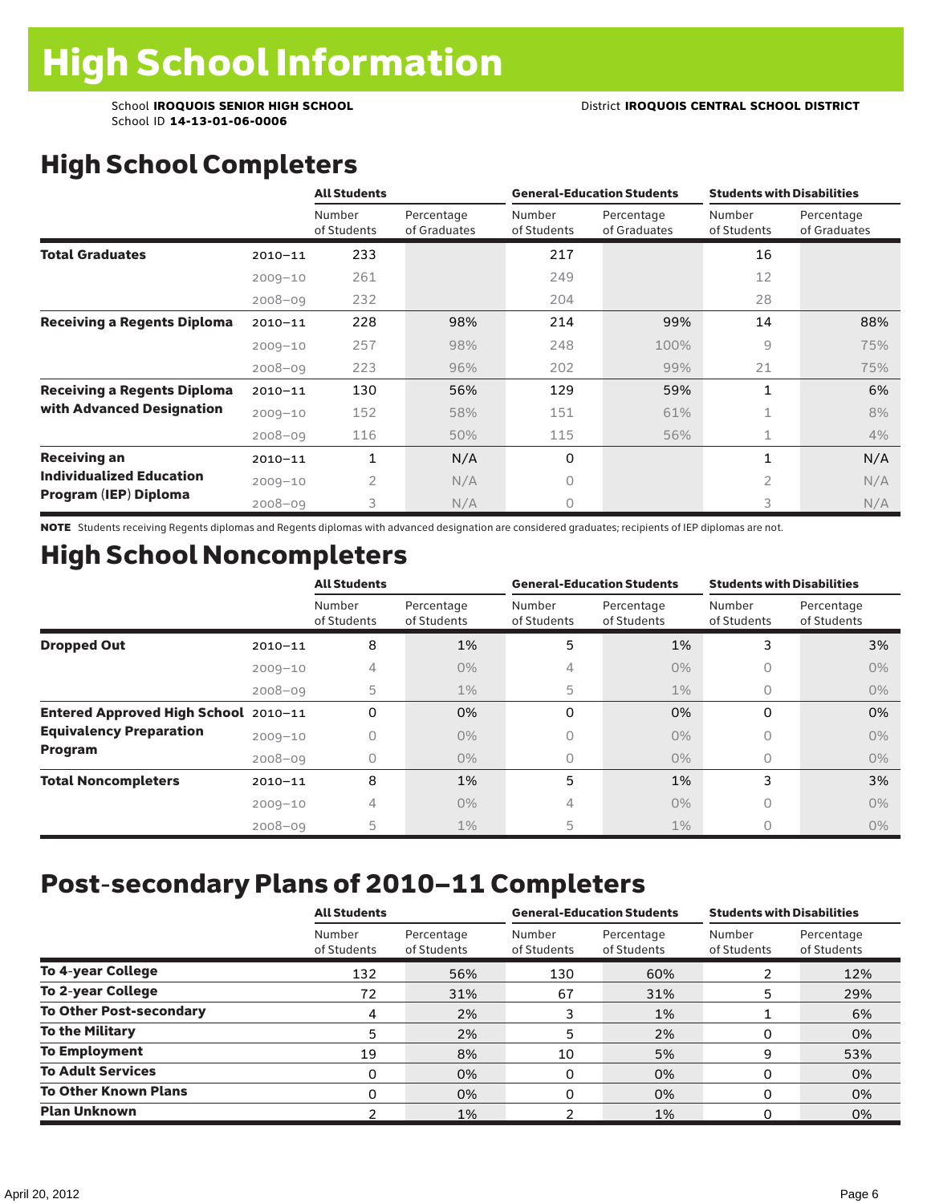# High School Information

School **IROQUOIS SENIOR HIGH SCHOOL**
School ID **14-13-01-06-0006**

District **IROQUOIS CENTRAL SCHOOL DISTRICT**

## High School Completers

| | | All Students | | General-Education Students | | Students with Disabilities | |
|---|---|---|---|---|---|---|---|
| | | Number of Students | Percentage of Graduates | Number of Students | Percentage of Graduates | Number of Students | Percentage of Graduates |
| **Total Graduates** | 2010–11 | 233 | | 217 | | 16 | |
| | 2009–10 | 261 | | 249 | | 12 | |
| | 2008–09 | 232 | | 204 | | 28 | |
| **Receiving a Regents Diploma** | 2010–11 | 228 | 98% | 214 | 99% | 14 | 88% |
| | 2009–10 | 257 | 98% | 248 | 100% | 9 | 75% |
| | 2008–09 | 223 | 96% | 202 | 99% | 21 | 75% |
| **Receiving a Regents Diploma with Advanced Designation** | 2010–11 | 130 | 56% | 129 | 59% | 1 | 6% |
| | 2009–10 | 152 | 58% | 151 | 61% | 1 | 8% |
| | 2008–09 | 116 | 50% | 115 | 56% | 1 | 4% |
| **Receiving an Individualized Education Program (IEP) Diploma** | 2010–11 | 1 | N/A | 0 | | 1 | N/A |
| | 2009–10 | 2 | N/A | 0 | | 2 | N/A |
| | 2008–09 | 3 | N/A | 0 | | 3 | N/A |

**NOTE** Students receiving Regents diplomas and Regents diplomas with advanced designation are considered graduates; recipients of IEP diplomas are not.

## High School Noncompleters

| | | All Students | | General-Education Students | | Students with Disabilities | |
|---|---|---|---|---|---|---|---|
| | | Number of Students | Percentage of Students | Number of Students | Percentage of Students | Number of Students | Percentage of Students |
| **Dropped Out** | 2010–11 | 8 | 1% | 5 | 1% | 3 | 3% |
| | 2009–10 | 4 | 0% | 4 | 0% | 0 | 0% |
| | 2008–09 | 5 | 1% | 5 | 1% | 0 | 0% |
| **Entered Approved High School Equivalency Preparation Program** | 2010–11 | 0 | 0% | 0 | 0% | 0 | 0% |
| | 2009–10 | 0 | 0% | 0 | 0% | 0 | 0% |
| | 2008–09 | 0 | 0% | 0 | 0% | 0 | 0% |
| **Total Noncompleters** | 2010–11 | 8 | 1% | 5 | 1% | 3 | 3% |
| | 2009–10 | 4 | 0% | 4 | 0% | 0 | 0% |
| | 2008–09 | 5 | 1% | 5 | 1% | 0 | 0% |

## Post-secondary Plans of 2010–11 Completers

| | All Students | | General-Education Students | | Students with Disabilities | |
|---|---|---|---|---|---|---|
| | Number of Students | Percentage of Students | Number of Students | Percentage of Students | Number of Students | Percentage of Students |
| **To 4-year College** | 132 | 56% | 130 | 60% | 2 | 12% |
| **To 2-year College** | 72 | 31% | 67 | 31% | 5 | 29% |
| **To Other Post-secondary** | 4 | 2% | 3 | 1% | 1 | 6% |
| **To the Military** | 5 | 2% | 5 | 2% | 0 | 0% |
| **To Employment** | 19 | 8% | 10 | 5% | 9 | 53% |
| **To Adult Services** | 0 | 0% | 0 | 0% | 0 | 0% |
| **To Other Known Plans** | 0 | 0% | 0 | 0% | 0 | 0% |
| **Plan Unknown** | 2 | 1% | 2 | 1% | 0 | 0% |

April 20, 2012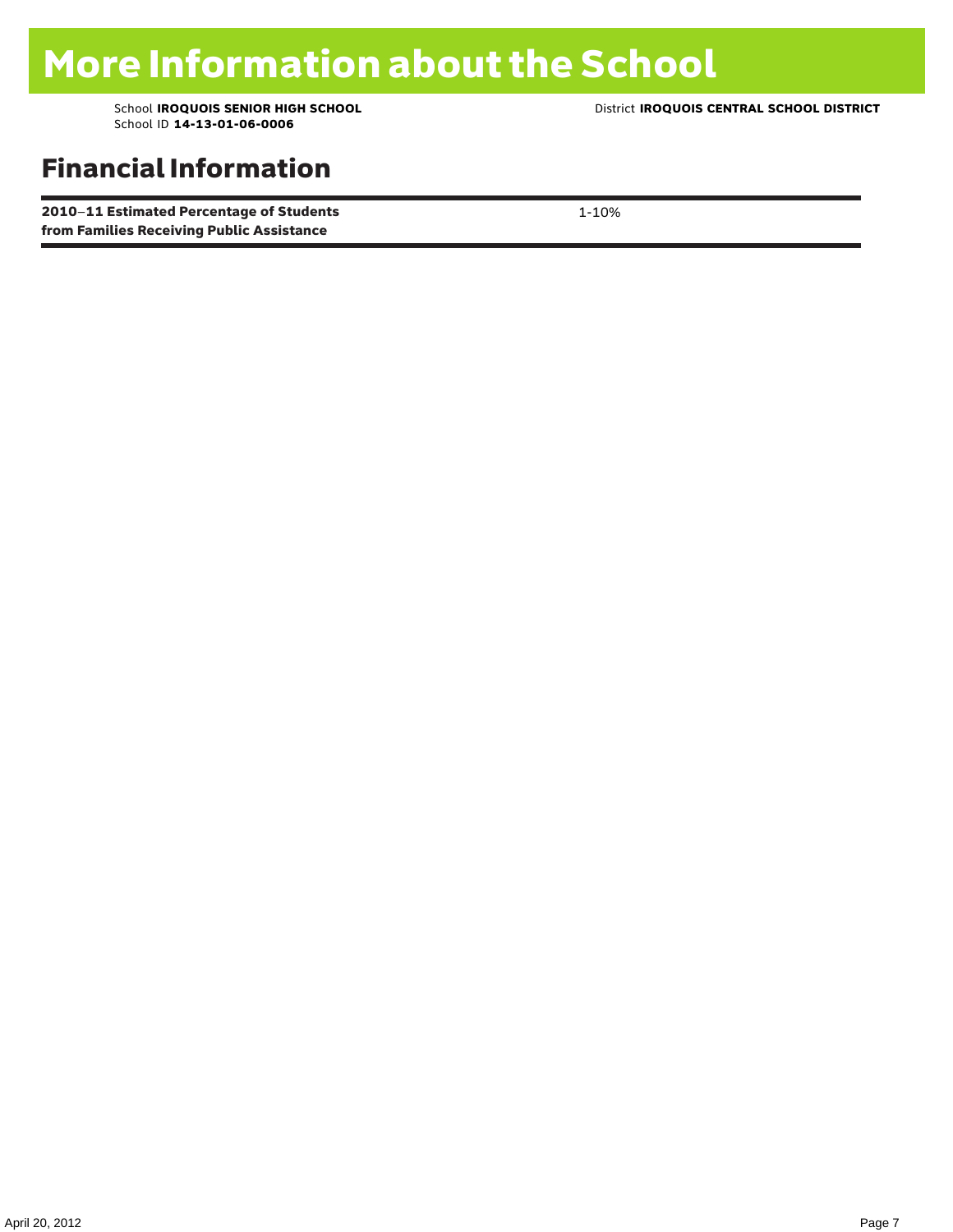# More Information about the School

School **IROQUOIS SENIOR HIGH SCHOOL**
School ID **14-13-01-06-0006**

District **IROQUOIS CENTRAL SCHOOL DISTRICT**

## Financial Information

| | |
|---|---|
| **2010–11 Estimated Percentage of Students from Families Receiving Public Assistance** | 1-10% |